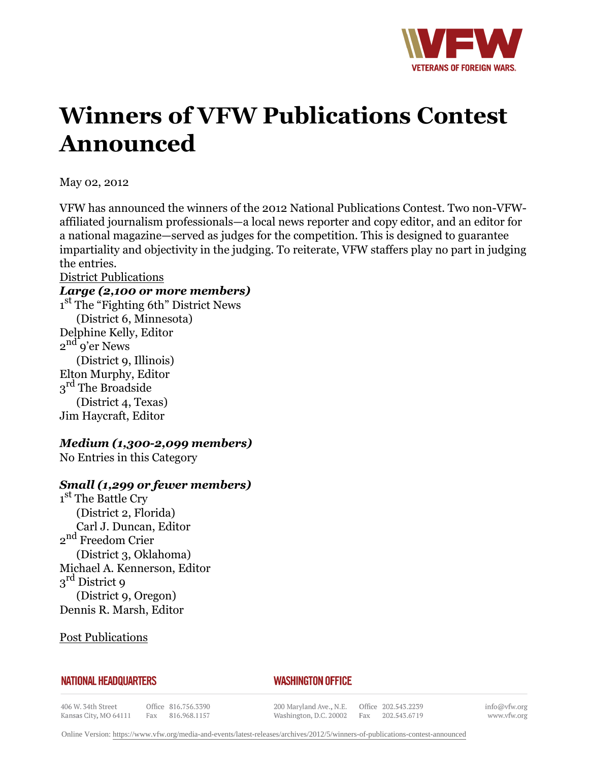# Winners of VFW Publications Contest Announced

May 02, 2012

VFW has announced the winners of the 2012 National Publications Contest. Two non-VFW-affiliated journalism professionals—a local news reporter and copy editor, and an editor for a national magazine—served as judges for the competition. This is designed to guarantee impartiality and objectivity in the judging. To reiterate, VFW staffers play no part in judging the entries.

District Publications

***Large (2,100 or more members)***

1st The "Fighting 6th" District News
(District 6, Minnesota)
Delphine Kelly, Editor

2nd 9'er News
(District 9, Illinois)
Elton Murphy, Editor

3rd The Broadside
(District 4, Texas)
Jim Haycraft, Editor

***Medium (1,300-2,099 members)***

No Entries in this Category

***Small (1,299 or fewer members)***

1st The Battle Cry
(District 2, Florida)
Carl J. Duncan, Editor

2nd Freedom Crier
(District 3, Oklahoma)
Michael A. Kennerson, Editor

3rd District 9
(District 9, Oregon)
Dennis R. Marsh, Editor

Post Publications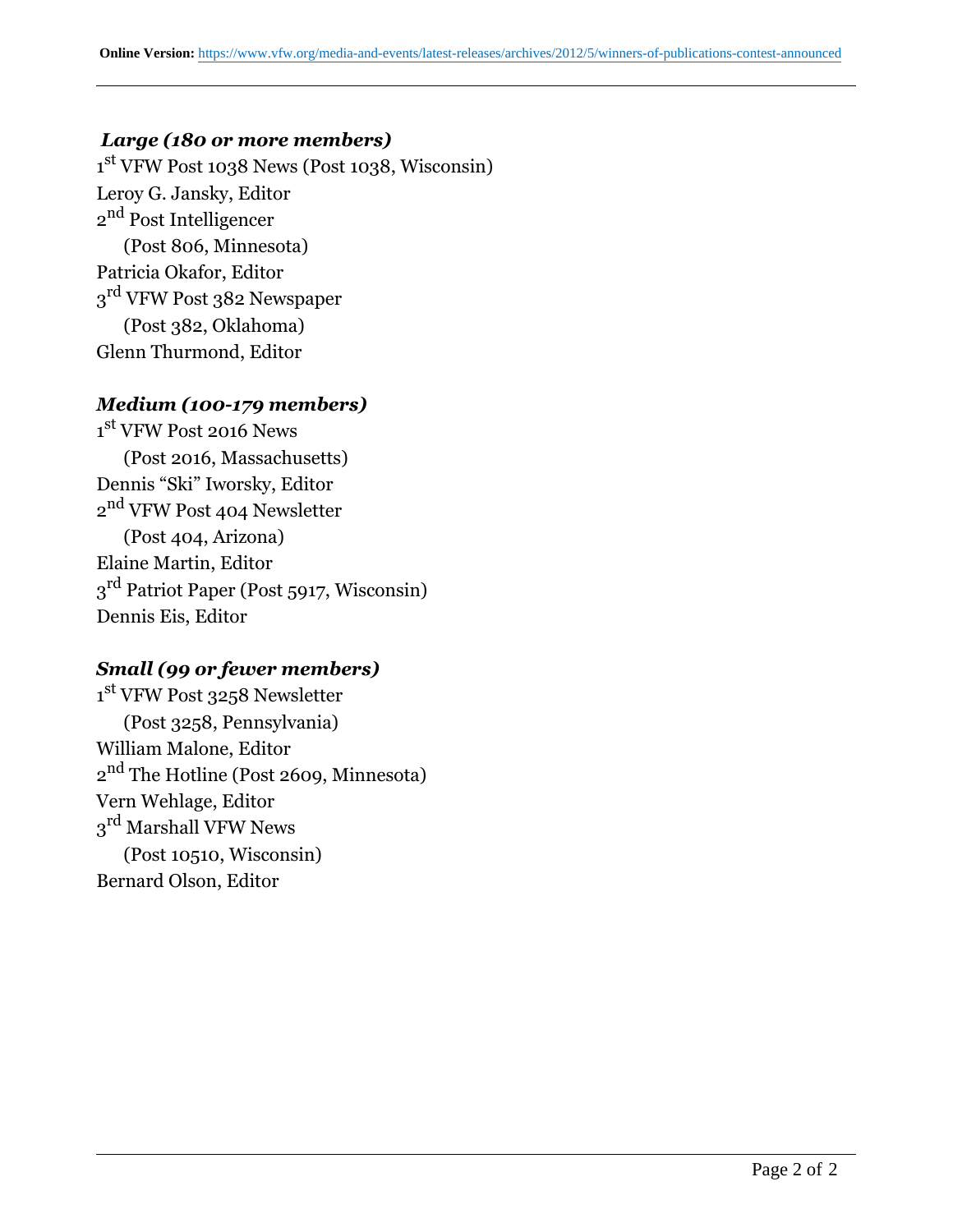Online Version: https://www.vfw.org/media-and-events/latest-releases/archives/2012/5/winners-of-publications-contest-announced

***Large (180 or more members)***

1st VFW Post 1038 News (Post 1038, Wisconsin)
Leroy G. Jansky, Editor
2nd Post Intelligencer
(Post 806, Minnesota)
Patricia Okafor, Editor
3rd VFW Post 382 Newspaper
(Post 382, Oklahoma)
Glenn Thurmond, Editor

***Medium (100-179 members)***

1st VFW Post 2016 News
(Post 2016, Massachusetts)
Dennis "Ski" Iworsky, Editor
2nd VFW Post 404 Newsletter
(Post 404, Arizona)
Elaine Martin, Editor
3rd Patriot Paper (Post 5917, Wisconsin)
Dennis Eis, Editor

***Small (99 or fewer members)***

1st VFW Post 3258 Newsletter
(Post 3258, Pennsylvania)
William Malone, Editor
2nd The Hotline (Post 2609, Minnesota)
Vern Wehlage, Editor
3rd Marshall VFW News
(Post 10510, Wisconsin)
Bernard Olson, Editor